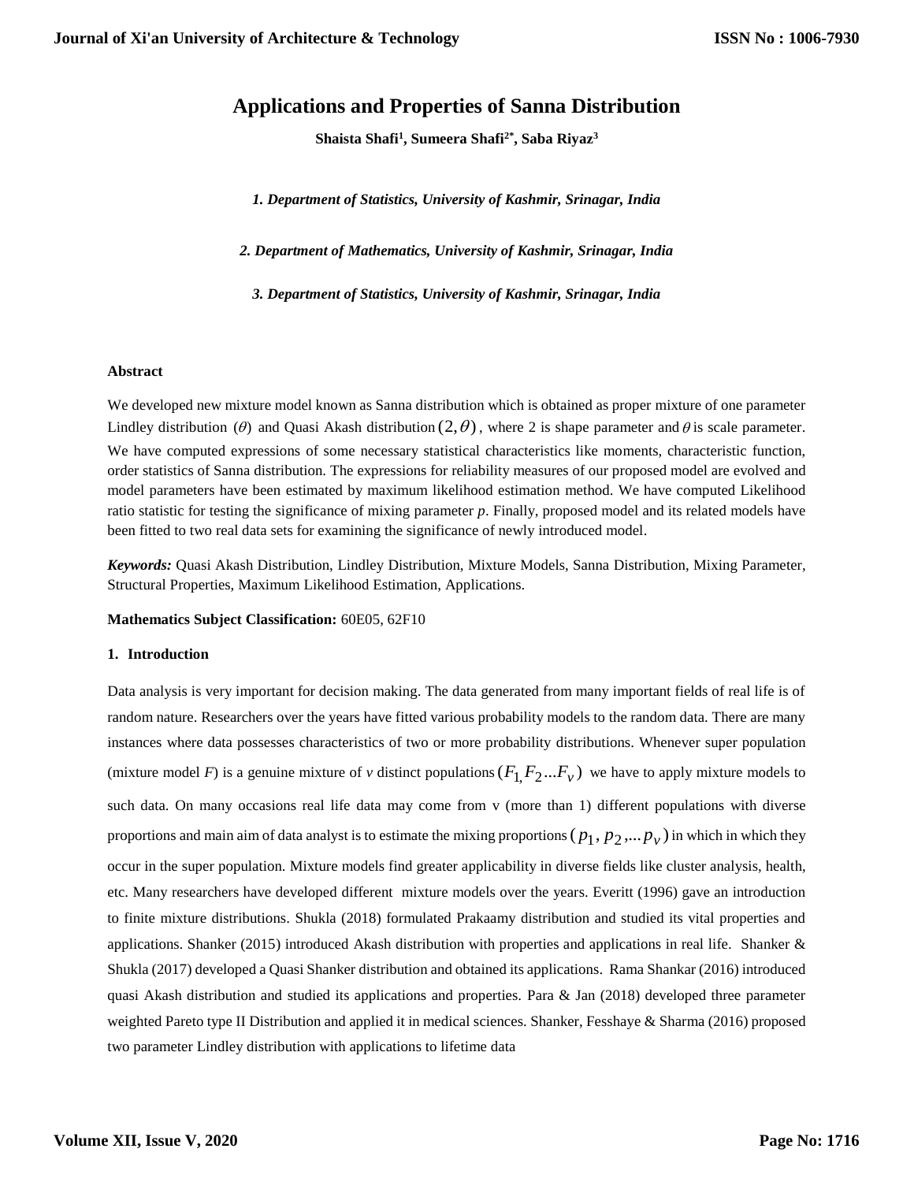# Applications and Properties of Sanna Distribution

**Shaista Shafi[1], Sumeera Shafi[2*], Saba Riyaz[3]**

*1. Department of Statistics, University of Kashmir, Srinagar, India*

*2. Department of Mathematics, University of Kashmir, Srinagar, India*

*3. Department of Statistics, University of Kashmir, Srinagar, India*

**Abstract**

We developed new mixture model known as Sanna distribution which is obtained as proper mixture of one parameter Lindley distribution ($\theta$) and Quasi Akash distribution $(2,\theta)$, where 2 is shape parameter and $\theta$ is scale parameter. We have computed expressions of some necessary statistical characteristics like moments, characteristic function, order statistics of Sanna distribution. The expressions for reliability measures of our proposed model are evolved and model parameters have been estimated by maximum likelihood estimation method. We have computed Likelihood ratio statistic for testing the significance of mixing parameter *p*. Finally, proposed model and its related models have been fitted to two real data sets for examining the significance of newly introduced model.

***Keywords:*** Quasi Akash Distribution, Lindley Distribution, Mixture Models, Sanna Distribution, Mixing Parameter, Structural Properties, Maximum Likelihood Estimation, Applications.

**Mathematics Subject Classification:** 60E05, 62F10

## 1. Introduction

Data analysis is very important for decision making. The data generated from many important fields of real life is of random nature. Researchers over the years have fitted various probability models to the random data. There are many instances where data possesses characteristics of two or more probability distributions. Whenever super population (mixture model *F*) is a genuine mixture of *v* distinct populations $(F_{1,}F_2...F_v)$ we have to apply mixture models to such data. On many occasions real life data may come from v (more than 1) different populations with diverse proportions and main aim of data analyst is to estimate the mixing proportions $(p_1, p_2,...p_v)$ in which in which they occur in the super population. Mixture models find greater applicability in diverse fields like cluster analysis, health, etc. Many researchers have developed different mixture models over the years. Everitt (1996) gave an introduction to finite mixture distributions. Shukla (2018) formulated Prakaamy distribution and studied its vital properties and applications. Shanker (2015) introduced Akash distribution with properties and applications in real life. Shanker & Shukla (2017) developed a Quasi Shanker distribution and obtained its applications. Rama Shankar (2016) introduced quasi Akash distribution and studied its applications and properties. Para & Jan (2018) developed three parameter weighted Pareto type II Distribution and applied it in medical sciences. Shanker, Fesshaye & Sharma (2016) proposed two parameter Lindley distribution with applications to lifetime data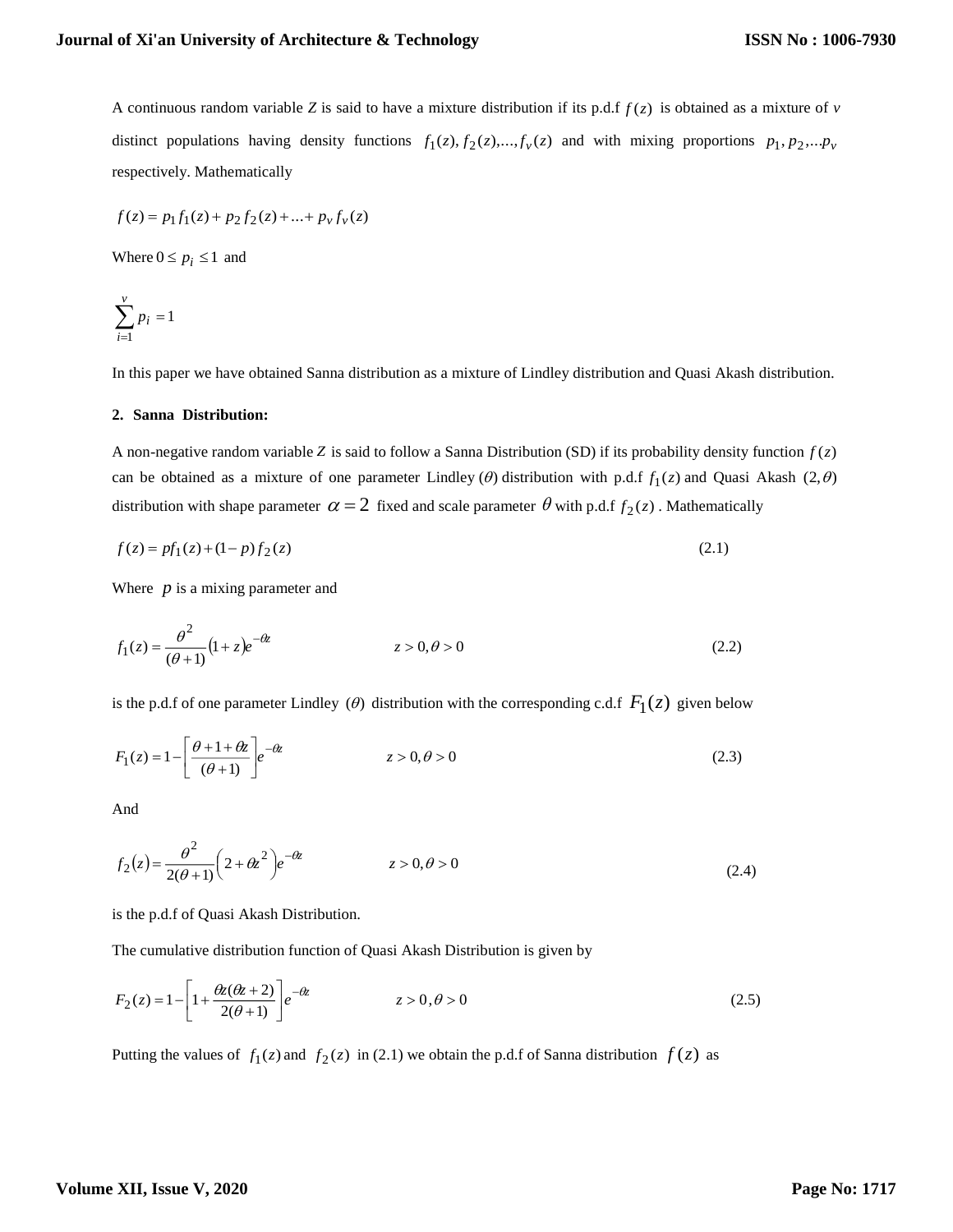A continuous random variable $Z$ is said to have a mixture distribution if its p.d.f $f(z)$ is obtained as a mixture of $v$ distinct populations having density functions $f_1(z), f_2(z),...,f_v(z)$ and with mixing proportions $p_1, p_2,...p_v$ respectively. Mathematically

$$f(z) = p_1 f_1(z) + p_2 f_2(z) + ... + p_v f_v(z)$$

Where $0 \le p_i \le 1$ and

$$\sum_{i=1}^{v} p_i = 1$$

In this paper we have obtained Sanna distribution as a mixture of Lindley distribution and Quasi Akash distribution.

## 2. Sanna Distribution:

A non-negative random variable $Z$ is said to follow a Sanna Distribution (SD) if its probability density function $f(z)$ can be obtained as a mixture of one parameter Lindley $(\theta)$ distribution with p.d.f $f_1(z)$ and Quasi Akash $(2,\theta)$ distribution with shape parameter $\alpha = 2$ fixed and scale parameter $\theta$ with p.d.f $f_2(z)$. Mathematically

$$f(z) = pf_1(z) + (1-p) f_2(z) \tag{2.1}$$

Where $p$ is a mixing parameter and

$$f_1(z) = \frac{\theta^2}{(\theta+1)}(1+z)e^{-\theta z} \qquad z > 0, \theta > 0 \tag{2.2}$$

is the p.d.f of one parameter Lindley $(\theta)$ distribution with the corresponding c.d.f $F_1(z)$ given below

$$F_1(z) = 1 - \left[\frac{\theta + 1 + \theta z}{(\theta+1)}\right]e^{-\theta z} \qquad z > 0, \theta > 0 \tag{2.3}$$

And

$$f_2(z) = \frac{\theta^2}{2(\theta+1)}\left(2 + \theta z^2\right)e^{-\theta z} \qquad z > 0, \theta > 0 \tag{2.4}$$

is the p.d.f of Quasi Akash Distribution.

The cumulative distribution function of Quasi Akash Distribution is given by

$$F_2(z) = 1 - \left[1 + \frac{\theta z(\theta z + 2)}{2(\theta+1)}\right]e^{-\theta z} \qquad z > 0, \theta > 0 \tag{2.5}$$

Putting the values of $f_1(z)$ and $f_2(z)$ in (2.1) we obtain the p.d.f of Sanna distribution $f(z)$ as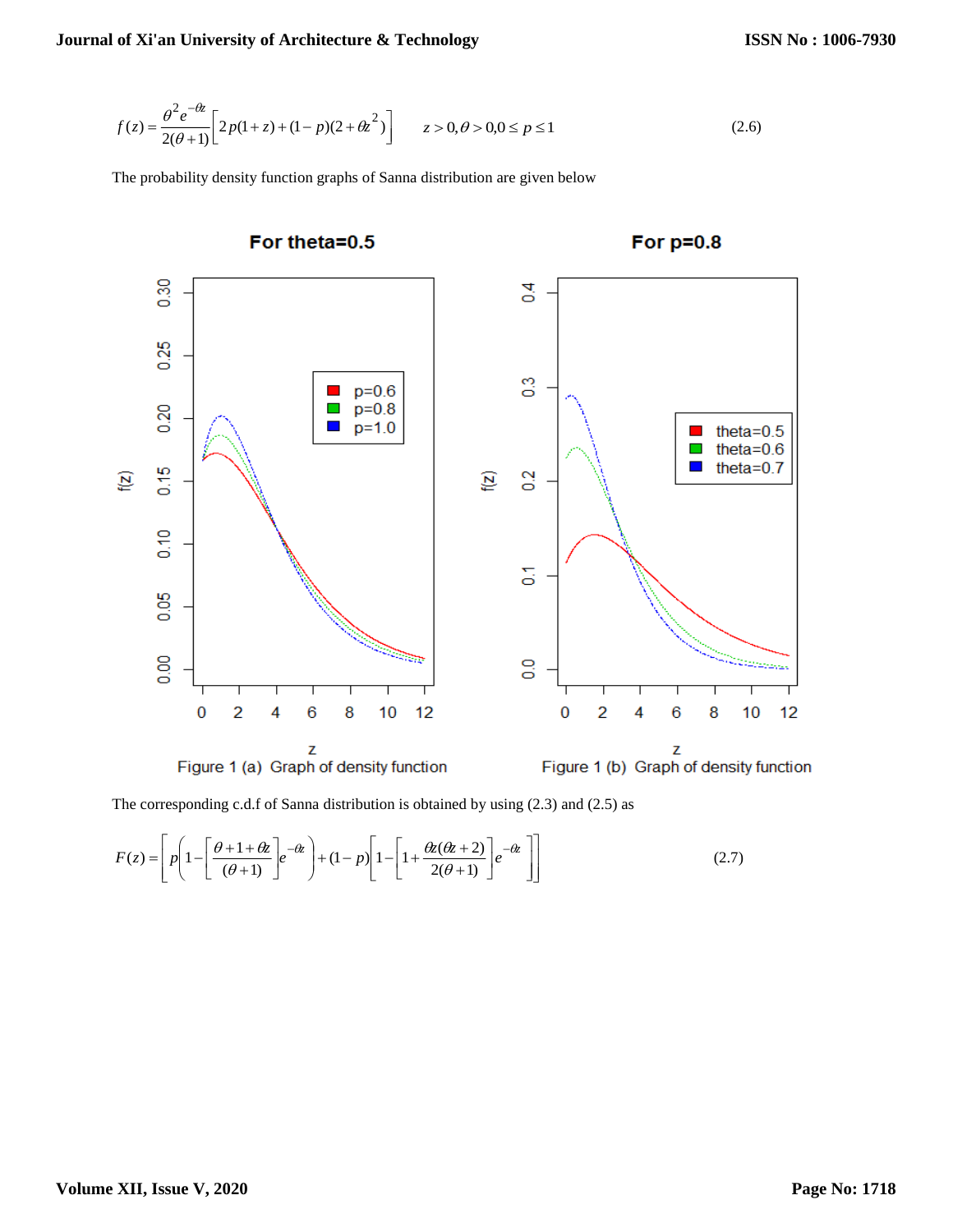$$f(z) = \frac{\theta^2 e^{-\theta z}}{2(\theta+1)}\left[2p(1+z)+(1-p)(2+\theta z^2)\right] \qquad z>0, \theta>0, 0\le p\le 1 \tag{2.6}$$

The probability density function graphs of Sanna distribution are given below

Figure 1 (a) Graph of density function

Figure 1 (b) Graph of density function

The corresponding c.d.f of Sanna distribution is obtained by using (2.3) and (2.5) as

$$F(z) = \left[p\left(1-\left[\frac{\theta+1+\theta z}{(\theta+1)}\right]e^{-\theta z}\right)+(1-p)\left[1-\left[1+\frac{\theta z(\theta z+2)}{2(\theta+1)}\right]e^{-\theta z}\right]\right] \tag{2.7}$$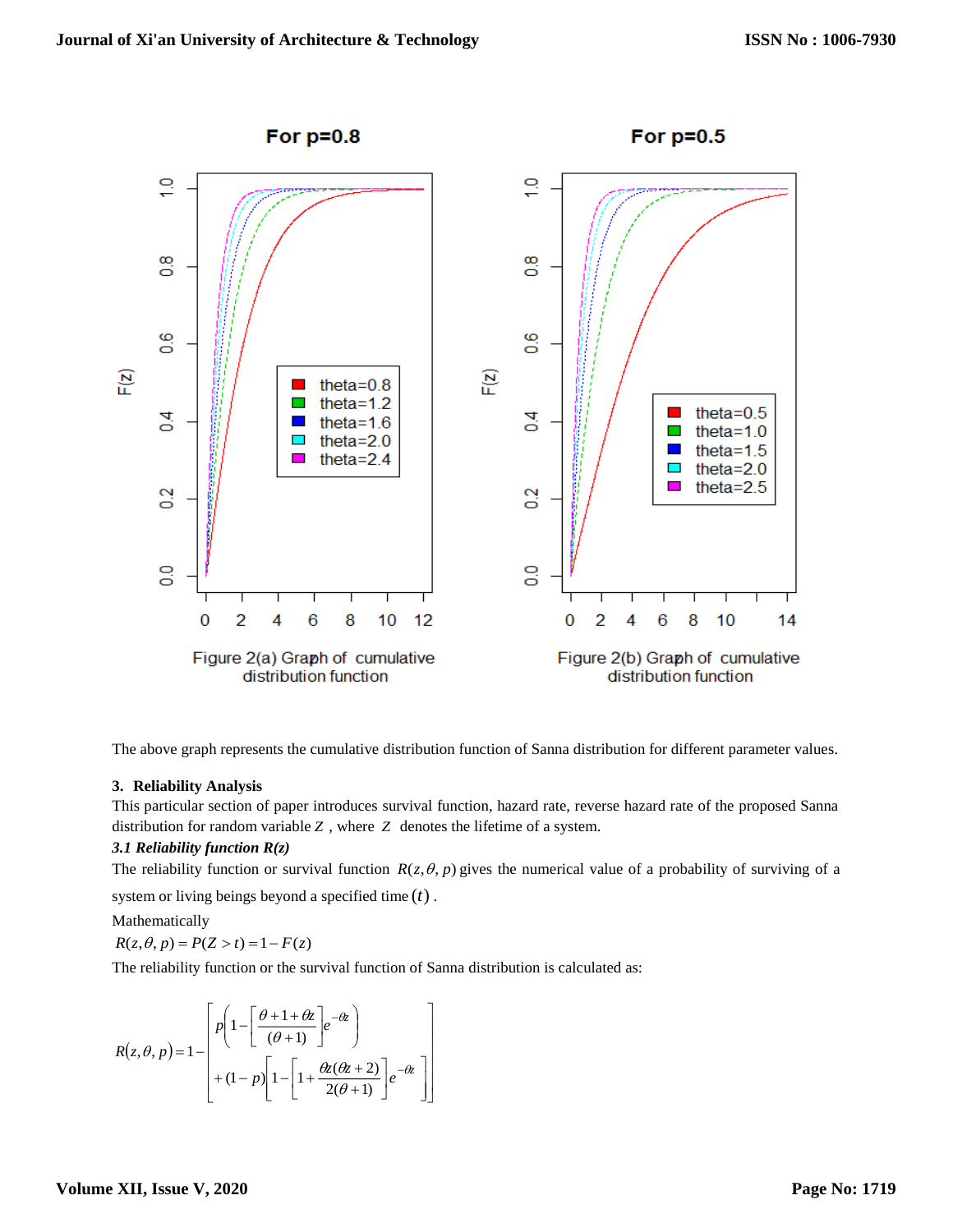Figure 2(a) Graph of cumulative distribution function

Figure 2(b) Graph of cumulative distribution function

The above graph represents the cumulative distribution function of Sanna distribution for different parameter values.

### 3. Reliability Analysis

This particular section of paper introduces survival function, hazard rate, reverse hazard rate of the proposed Sanna distribution for random variable $Z$ , where $Z$ denotes the lifetime of a system.

***3.1 Reliability function R(z)***

The reliability function or survival function $R(z,\theta,p)$ gives the numerical value of a probability of surviving of a system or living beings beyond a specified time $(t)$ .

Mathematically

$R(z,\theta,p) = P(Z > t) = 1 - F(z)$

The reliability function or the survival function of Sanna distribution is calculated as:

$$R(z,\theta,p) = 1 - \left[ \begin{array}{l} p\left(1 - \left[\dfrac{\theta + 1 + \theta z}{(\theta + 1)}\right] e^{-\theta z}\right) \\ + (1-p)\left[1 - \left[1 + \dfrac{\theta z(\theta z + 2)}{2(\theta + 1)}\right] e^{-\theta z}\right] \end{array} \right]$$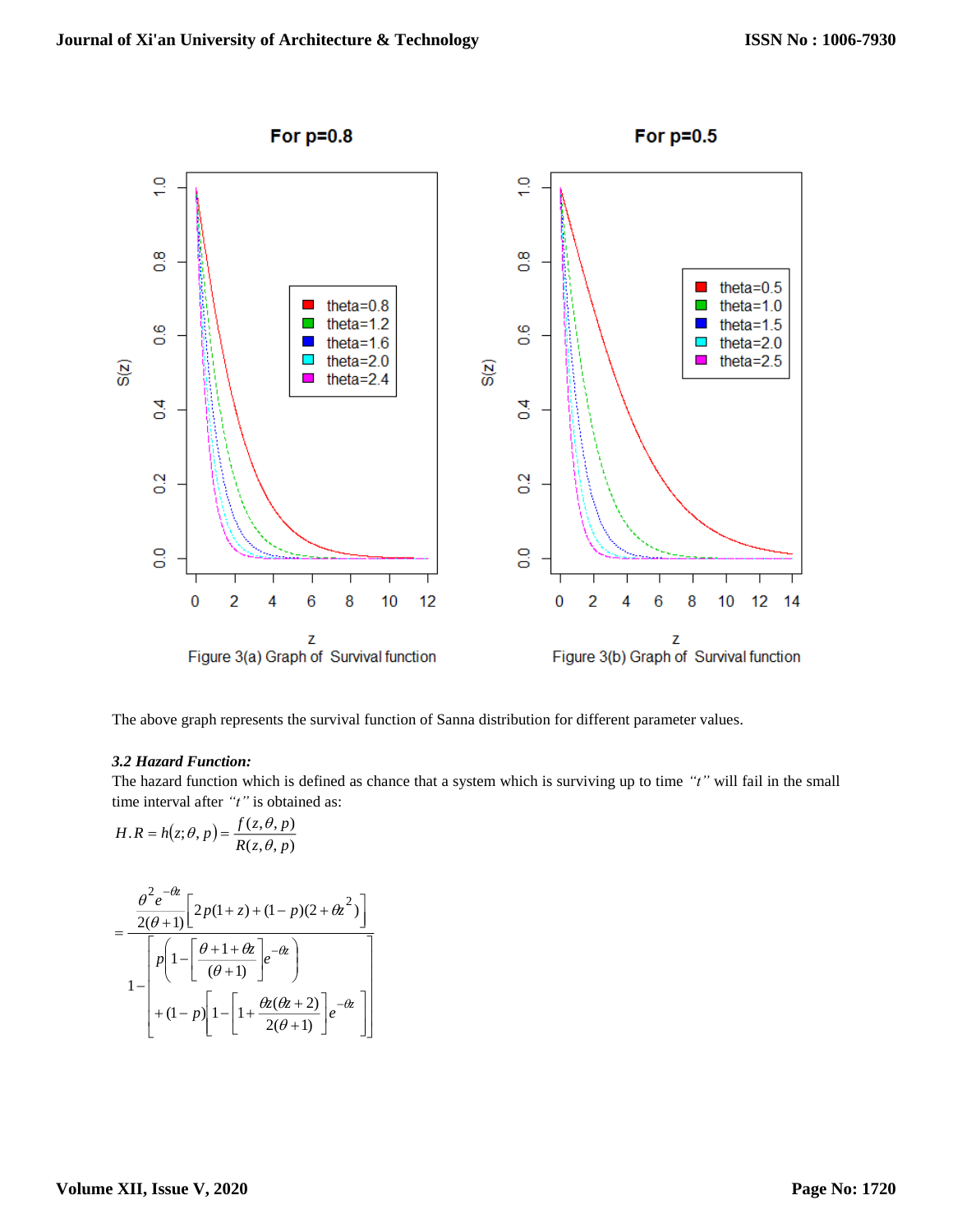Figure 3(a) Graph of Survival function

Figure 3(b) Graph of Survival function

The above graph represents the survival function of Sanna distribution for different parameter values.

### *3.2 Hazard Function:*

The hazard function which is defined as chance that a system which is surviving up to time *"t"* will fail in the small time interval after *"t"* is obtained as:

$$H.R = h(z;\theta,p) = \frac{f(z,\theta,p)}{R(z,\theta,p)}$$

$$= \frac{\dfrac{\theta^2 e^{-\theta z}}{2(\theta+1)}\left[2p(1+z)+(1-p)(2+\theta z^2)\right]}{1-\left[\begin{array}{l} p\left(1-\left[\dfrac{\theta+1+\theta z}{(\theta+1)}\right]e^{-\theta z}\right) \\ +(1-p)\left[1-\left[1+\dfrac{\theta z(\theta z+2)}{2(\theta+1)}\right]e^{-\theta z}\right] \end{array}\right]}$$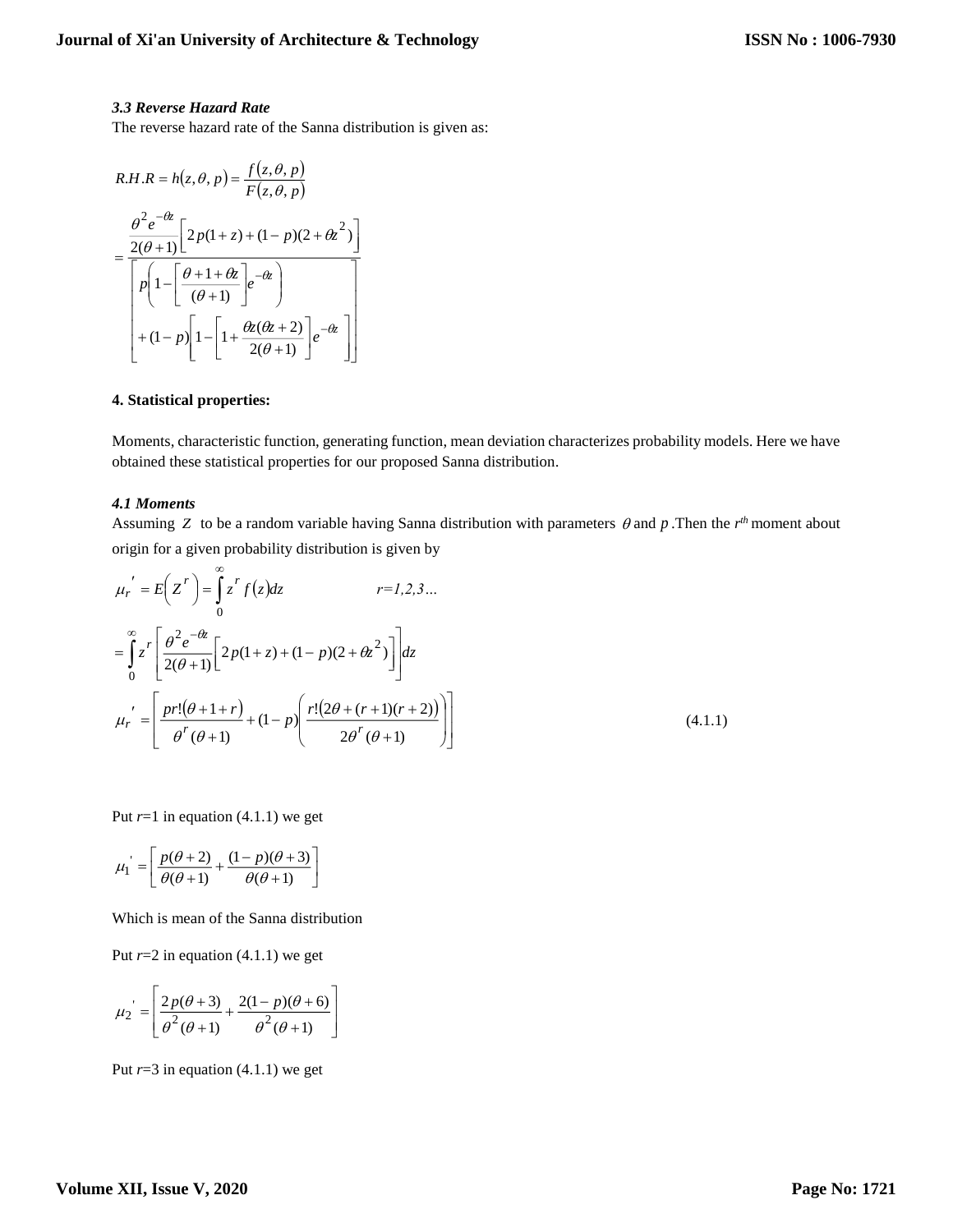### *3.3 Reverse Hazard Rate*

The reverse hazard rate of the Sanna distribution is given as:

$$R.H.R = h(z,\theta,p) = \frac{f(z,\theta,p)}{F(z,\theta,p)}$$

$$= \frac{\dfrac{\theta^2 e^{-\theta z}}{2(\theta+1)}\left[2p(1+z)+(1-p)(2+\theta z^2)\right]}{\left[\begin{array}{l} p\left(1-\left[\dfrac{\theta+1+\theta z}{(\theta+1)}\right]e^{-\theta z}\right) \\ +(1-p)\left[1-\left[1+\dfrac{\theta z(\theta z+2)}{2(\theta+1)}\right]e^{-\theta z}\right] \end{array}\right]}$$

#### 4. Statistical properties:

Moments, characteristic function, generating function, mean deviation characterizes probability models. Here we have obtained these statistical properties for our proposed Sanna distribution.

### *4.1 Moments*

Assuming $Z$ to be a random variable having Sanna distribution with parameters $\theta$ and $p$. Then the $r^{th}$ moment about origin for a given probability distribution is given by

$$\mu_r' = E\left(Z^r\right) = \int_0^\infty z^r f(z)dz \qquad r=1,2,3\ldots$$

$$= \int_0^\infty z^r \left[\frac{\theta^2 e^{-\theta z}}{2(\theta+1)}\left[2p(1+z)+(1-p)(2+\theta z^2)\right]\right]dz$$

$$\mu_r' = \left[\frac{pr!(\theta+1+r)}{\theta^r(\theta+1)} + (1-p)\left(\frac{r!(2\theta+(r+1)(r+2))}{2\theta^r(\theta+1)}\right)\right] \qquad (4.1.1)$$

Put $r=1$ in equation (4.1.1) we get

$$\mu_1' = \left[\frac{p(\theta+2)}{\theta(\theta+1)} + \frac{(1-p)(\theta+3)}{\theta(\theta+1)}\right]$$

Which is mean of the Sanna distribution

Put $r=2$ in equation (4.1.1) we get

$$\mu_2' = \left[\frac{2p(\theta+3)}{\theta^2(\theta+1)} + \frac{2(1-p)(\theta+6)}{\theta^2(\theta+1)}\right]$$

Put $r=3$ in equation (4.1.1) we get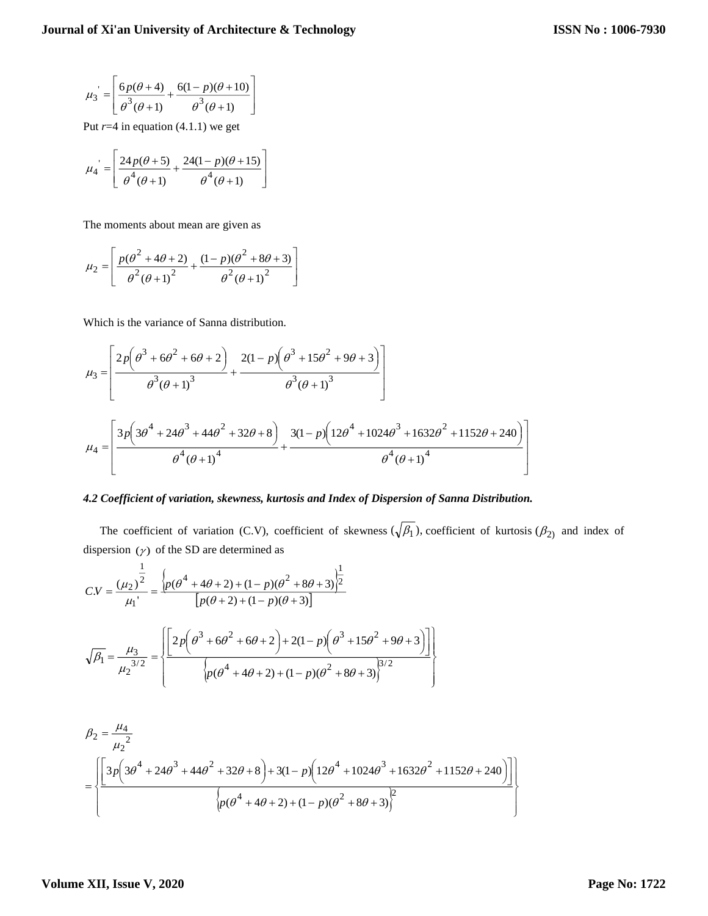$$\mu_3{}' = \left[\frac{6p(\theta+4)}{\theta^3(\theta+1)} + \frac{6(1-p)(\theta+10)}{\theta^3(\theta+1)}\right]$$

Put *r*=4 in equation (4.1.1) we get

$$\mu_4{}' = \left[\frac{24p(\theta+5)}{\theta^4(\theta+1)} + \frac{24(1-p)(\theta+15)}{\theta^4(\theta+1)}\right]$$

The moments about mean are given as

$$\mu_2 = \left[\frac{p(\theta^2+4\theta+2)}{\theta^2(\theta+1)^2} + \frac{(1-p)(\theta^2+8\theta+3)}{\theta^2(\theta+1)^2}\right]$$

Which is the variance of Sanna distribution.

$$\mu_3 = \left[\frac{2p\left(\theta^3+6\theta^2+6\theta+2\right)}{\theta^3(\theta+1)^3} + \frac{2(1-p)\left(\theta^3+15\theta^2+9\theta+3\right)}{\theta^3(\theta+1)^3}\right]$$

$$\mu_4 = \left[\frac{3p\left(3\theta^4+24\theta^3+44\theta^2+32\theta+8\right)}{\theta^4(\theta+1)^4} + \frac{3(1-p)\left(12\theta^4+1024\theta^3+1632\theta^2+11152\theta+240\right)}{\theta^4(\theta+1)^4}\right]$$

#### *4.2 Coefficient of variation, skewness, kurtosis and Index of Dispersion of Sanna Distribution.*

The coefficient of variation (C.V), coefficient of skewness ($\sqrt{\beta_1}$), coefficient of kurtosis ($\beta_2$) and index of dispersion ($\gamma$) of the SD are determined as

$$C.V = \frac{(\mu_2)^{\frac{1}{2}}}{\mu_1{}'} = \frac{\left\{p(\theta^4+4\theta+2)+(1-p)(\theta^2+8\theta+3)\right\}^{\frac{1}{2}}}{\left[p(\theta+2)+(1-p)(\theta+3)\right]}$$

$$\sqrt{\beta_1} = \frac{\mu_3}{\mu_2{}^{3/2}} = \left\{\frac{\left[2p\left(\theta^3+6\theta^2+6\theta+2\right)+2(1-p)\left(\theta^3+15\theta^2+9\theta+3\right)\right]}{\left\{p(\theta^4+4\theta+2)+(1-p)(\theta^2+8\theta+3)\right\}^{3/2}}\right\}$$

$$\beta_2 = \frac{\mu_4}{\mu_2{}^2}$$

$$= \left\{\frac{\left[3p\left(3\theta^4+24\theta^3+44\theta^2+32\theta+8\right)+3(1-p)\left(12\theta^4+1024\theta^3+1632\theta^2+11152\theta+240\right)\right]}{\left\{p(\theta^4+4\theta+2)+(1-p)(\theta^2+8\theta+3)\right\}^2}\right\}$$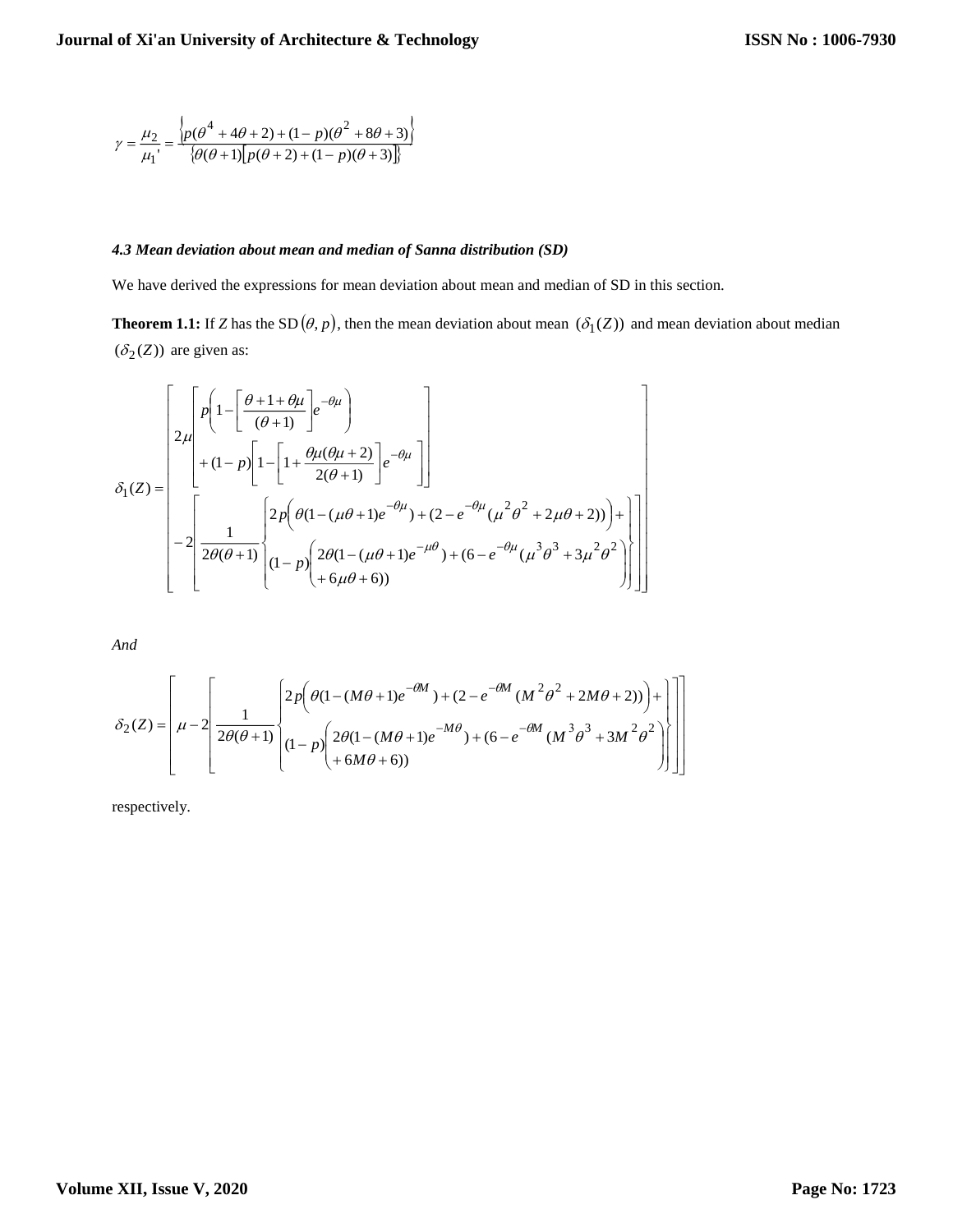$$\gamma = \frac{\mu_2}{\mu_1'} = \frac{\left\{p(\theta^4 + 4\theta + 2) + (1-p)(\theta^2 + 8\theta + 3)\right\}}{\left\{\theta(\theta+1)\left[p(\theta+2) + (1-p)(\theta+3)\right]\right\}}$$

### *4.3 Mean deviation about mean and median of Sanna distribution (SD)*

We have derived the expressions for mean deviation about mean and median of SD in this section.

**Theorem 1.1:** If $Z$ has the SD $(\theta, p)$, then the mean deviation about mean $(\delta_1(Z))$ and mean deviation about median $(\delta_2(Z))$ are given as:

$$\delta_1(Z) = \left[ 2\mu \left[ p\left(1 - \left[\frac{\theta + 1 + \theta\mu}{(\theta+1)}\right] e^{-\theta\mu}\right) + (1-p)\left[1 - \left[1 + \frac{\theta\mu(\theta\mu + 2)}{2(\theta+1)}\right] e^{-\theta\mu}\right] \right] - 2\left[ \frac{1}{2\theta(\theta+1)} \left\{ \begin{array}{l} 2p\left(\theta(1 - (\mu\theta + 1)e^{-\theta\mu}) + (2 - e^{-\theta\mu}(\mu^2\theta^2 + 2\mu\theta + 2))\right) + \\ (1-p)\left(2\theta(1 - (\mu\theta+1)e^{-\mu\theta}) + (6 - e^{-\theta\mu}(\mu^3\theta^3 + 3\mu^2\theta^2 + 6\mu\theta + 6))\right) \end{array} \right\} \right] \right]$$

*And*

$$\delta_2(Z) = \left[ \mu - 2\left[ \frac{1}{2\theta(\theta+1)} \left\{ \begin{array}{l} 2p\left(\theta(1 - (M\theta + 1)e^{-\theta M}) + (2 - e^{-\theta M}(M^2\theta^2 + 2M\theta + 2))\right) + \\ (1-p)\left(2\theta(1 - (M\theta+1)e^{-M\theta}) + (6 - e^{-\theta M}(M^3\theta^3 + 3M^2\theta^2 + 6M\theta + 6))\right) \end{array} \right\} \right] \right]$$

respectively.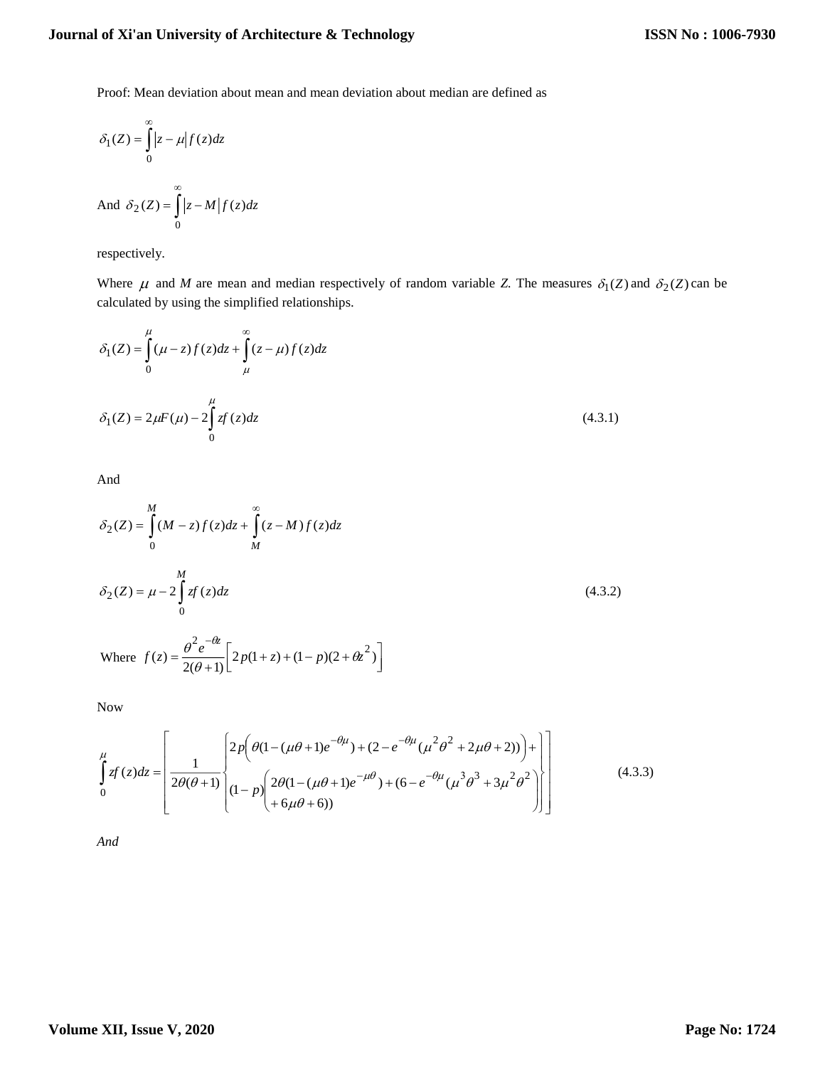Proof: Mean deviation about mean and mean deviation about median are defined as

$$\delta_1(Z) = \int_0^{\infty} |z - \mu| f(z) dz$$

And $\delta_2(Z) = \int_0^{\infty} |z - M| f(z) dz$

respectively.

Where $\mu$ and $M$ are mean and median respectively of random variable *Z*. The measures $\delta_1(Z)$ and $\delta_2(Z)$ can be calculated by using the simplified relationships.

$$\delta_1(Z) = \int_0^{\mu} (\mu - z) f(z) dz + \int_{\mu}^{\infty} (z - \mu) f(z) dz$$

$$\delta_1(Z) = 2\mu F(\mu) - 2\int_0^{\mu} z f(z) dz \tag{4.3.1}$$

And

$$\delta_2(Z) = \int_0^{M} (M - z) f(z) dz + \int_{M}^{\infty} (z - M) f(z) dz$$

$$\delta_2(Z) = \mu - 2\int_0^{M} z f(z) dz \tag{4.3.2}$$

Where $f(z) = \dfrac{\theta^2 e^{-\theta z}}{2(\theta+1)} \left[ 2p(1+z) + (1-p)(2+\theta z^2) \right]$

Now

$$\int_0^{\mu} z f(z) dz = \left[ \frac{1}{2\theta(\theta+1)} \left\{ \begin{array}{l} 2p\left( \theta(1-(\mu\theta+1)e^{-\theta\mu}) + (2 - e^{-\theta\mu}(\mu^2\theta^2 + 2\mu\theta + 2)) \right) + \\ (1-p)\left( \begin{array}{l} 2\theta(1-(\mu\theta+1)e^{-\mu\theta}) + (6 - e^{-\theta\mu}(\mu^3\theta^3 + 3\mu^2\theta^2 \\ + 6\mu\theta + 6)) \end{array} \right) \end{array} \right\} \right] \tag{4.3.3}$$

*And*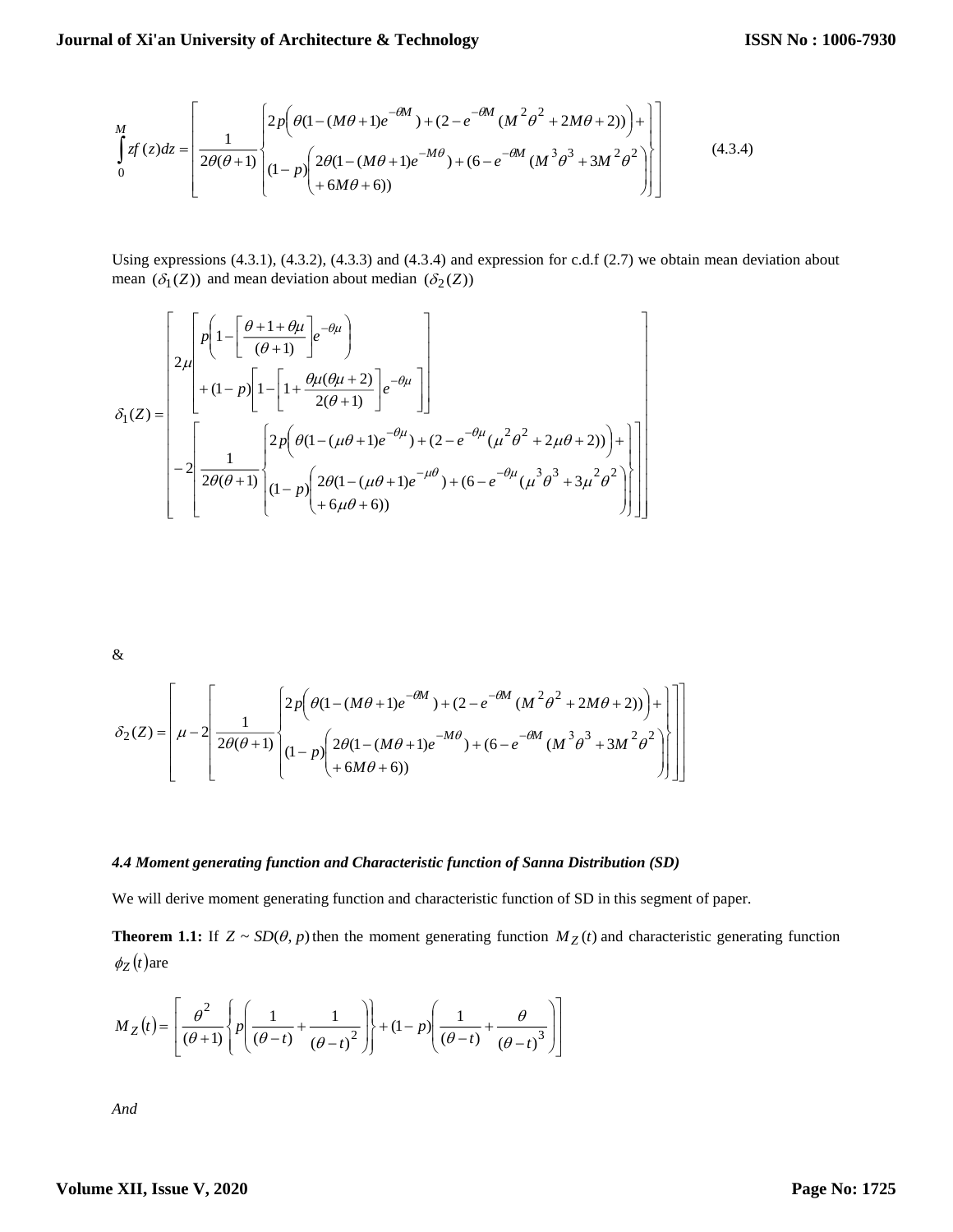$$\int_0^M zf(z)dz = \left[\frac{1}{2\theta(\theta+1)}\left\{\begin{matrix} 2p\left(\theta(1-(M\theta+1)e^{-\theta M})+(2-e^{-\theta M}(M^2\theta^2+2M\theta+2))\right)+ \\ (1-p)\left(\begin{matrix} 2\theta(1-(M\theta+1)e^{-M\theta})+(6-e^{-\theta M}(M^3\theta^3+3M^2\theta^2 \\ +6M\theta+6)) \end{matrix}\right) \end{matrix}\right\}\right] \quad (4.3.4)$$

Using expressions (4.3.1), (4.3.2), (4.3.3) and (4.3.4) and expression for c.d.f (2.7) we obtain mean deviation about mean $(\delta_1(Z))$ and mean deviation about median $(\delta_2(Z))$

$$\delta_1(Z) = \left[\begin{matrix} 2\mu\left[\begin{matrix} p\left(1-\left[\dfrac{\theta+1+\theta\mu}{(\theta+1)}\right]e^{-\theta\mu}\right) \\ +(1-p)\left[1-\left[1+\dfrac{\theta\mu(\theta\mu+2)}{2(\theta+1)}\right]e^{-\theta\mu}\right] \end{matrix}\right] \\ -2\left[\dfrac{1}{2\theta(\theta+1)}\left\{\begin{matrix} 2p\left(\theta(1-(\mu\theta+1)e^{-\theta\mu})+(2-e^{-\theta\mu}(\mu^2\theta^2+2\mu\theta+2))\right)+ \\ (1-p)\left(\begin{matrix} 2\theta(1-(\mu\theta+1)e^{-\mu\theta})+(6-e^{-\theta\mu}(\mu^3\theta^3+3\mu^2\theta^2 \\ +6\mu\theta+6)) \end{matrix}\right) \end{matrix}\right\}\right] \end{matrix}\right]$$

&

$$\delta_2(Z) = \left[\mu-2\left[\frac{1}{2\theta(\theta+1)}\left\{\begin{matrix} 2p\left(\theta(1-(M\theta+1)e^{-\theta M})+(2-e^{-\theta M}(M^2\theta^2+2M\theta+2))\right)+ \\ (1-p)\left(\begin{matrix} 2\theta(1-(M\theta+1)e^{-M\theta})+(6-e^{-\theta M}(M^3\theta^3+3M^2\theta^2 \\ +6M\theta+6)) \end{matrix}\right) \end{matrix}\right\}\right]\right]$$

### *4.4 Moment generating function and Characteristic function of Sanna Distribution (SD)*

We will derive moment generating function and characteristic function of SD in this segment of paper.

**Theorem 1.1:** If $Z \sim SD(\theta, p)$ then the moment generating function $M_Z(t)$ and characteristic generating function $\phi_Z(t)$ are

$$M_Z(t) = \left[\frac{\theta^2}{(\theta+1)}\left\{p\left(\frac{1}{(\theta-t)}+\frac{1}{(\theta-t)^2}\right)\right\}+(1-p)\left(\frac{1}{(\theta-t)}+\frac{\theta}{(\theta-t)^3}\right)\right]$$

*And*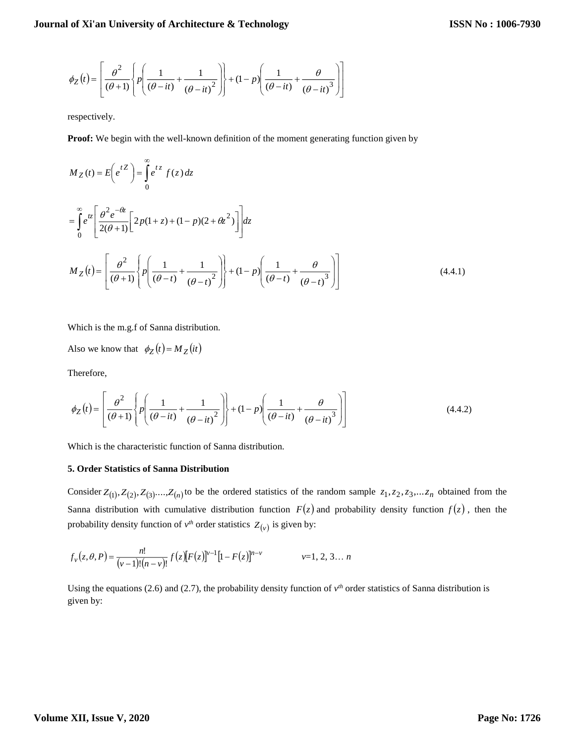$$\phi_Z(t) = \left[ \frac{\theta^2}{(\theta+1)} \left\{ p\left( \frac{1}{(\theta - it)} + \frac{1}{(\theta - it)^2} \right) \right\} + (1-p)\left( \frac{1}{(\theta - it)} + \frac{\theta}{(\theta - it)^3} \right) \right]$$

respectively.

**Proof:** We begin with the well-known definition of the moment generating function given by

$$M_Z(t) = E\left(e^{tZ}\right) = \int_0^\infty e^{tz} f(z)\, dz$$

$$= \int_0^\infty e^{tz} \left[ \frac{\theta^2 e^{-\theta z}}{2(\theta+1)} \left[ 2p(1+z) + (1-p)(2+\theta z^2) \right] \right] dz$$

$$M_Z(t) = \left[ \frac{\theta^2}{(\theta+1)} \left\{ p\left( \frac{1}{(\theta - t)} + \frac{1}{(\theta - t)^2} \right) \right\} + (1-p)\left( \frac{1}{(\theta - t)} + \frac{\theta}{(\theta - t)^3} \right) \right] \tag{4.4.1}$$

Which is the m.g.f of Sanna distribution.

Also we know that $\phi_Z(t) = M_Z(it)$

Therefore,

$$\phi_Z(t) = \left[ \frac{\theta^2}{(\theta+1)} \left\{ p\left( \frac{1}{(\theta - it)} + \frac{1}{(\theta - it)^2} \right) \right\} + (1-p)\left( \frac{1}{(\theta - it)} + \frac{\theta}{(\theta - it)^3} \right) \right] \tag{4.4.2}$$

Which is the characteristic function of Sanna distribution.

### 5. Order Statistics of Sanna Distribution

Consider $Z_{(1)}, Z_{(2)}, Z_{(3)}, \ldots, Z_{(n)}$ to be the ordered statistics of the random sample $z_1, z_2, z_3, \ldots z_n$ obtained from the Sanna distribution with cumulative distribution function $F(z)$ and probability density function $f(z)$, then the probability density function of $v^{th}$ order statistics $Z_{(v)}$ is given by:

$$f_v(z, \theta, P) = \frac{n!}{(v-1)!(n-v)!} f(z)[F(z)]^{v-1}[1-F(z)]^{n-v} \qquad v=1, 2, 3\ldots n$$

Using the equations (2.6) and (2.7), the probability density function of $v^{th}$ order statistics of Sanna distribution is given by: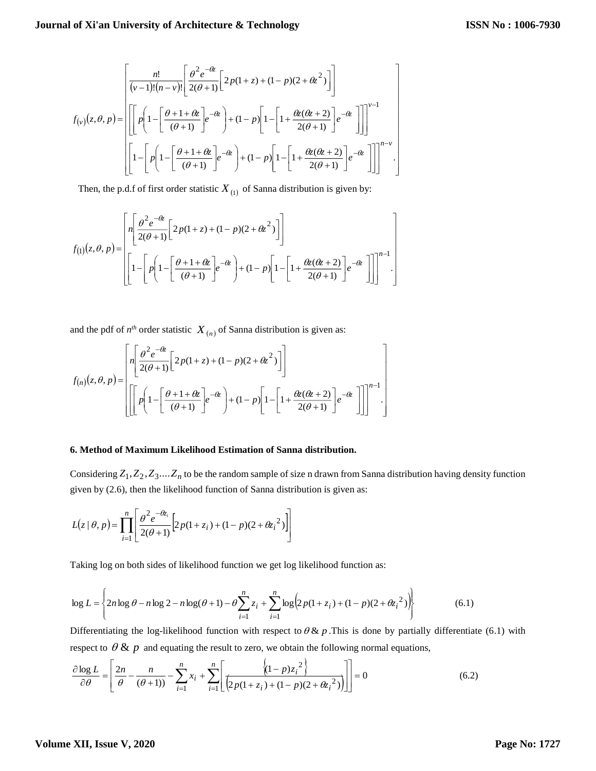$$f_{(v)}(z,\theta,p)=\left[\begin{array}{l}\dfrac{n!}{(v-1)!(n-v)!}\left[\dfrac{\theta^2 e^{-\theta z}}{2(\theta+1)}\left[2p(1+z)+(1-p)(2+\theta z^2)\right]\right]\\ \left[\left[p\left(1-\left[\dfrac{\theta+1+\theta z}{(\theta+1)}\right]e^{-\theta z}\right)+(1-p)\left[1-\left[1+\dfrac{\theta z(\theta z+2)}{2(\theta+1)}\right]e^{-\theta z}\right]\right]\right]^{v-1}\\ \left[1-\left[p\left(1-\left[\dfrac{\theta+1+\theta z}{(\theta+1)}\right]e^{-\theta z}\right)+(1-p)\left[1-\left[1+\dfrac{\theta z(\theta z+2)}{2(\theta+1)}\right]e^{-\theta z}\right]\right]\right]^{n-v}.\end{array}\right]$$

Then, the p.d.f of first order statistic $X_{(1)}$ of Sanna distribution is given by:

$$f_{(1)}(z,\theta,p)=\left[\begin{array}{l}n\left[\dfrac{\theta^2 e^{-\theta z}}{2(\theta+1)}\left[2p(1+z)+(1-p)(2+\theta z^2)\right]\right]\\ \left[1-\left[p\left(1-\left[\dfrac{\theta+1+\theta z}{(\theta+1)}\right]e^{-\theta z}\right)+(1-p)\left[1-\left[1+\dfrac{\theta z(\theta z+2)}{2(\theta+1)}\right]e^{-\theta z}\right]\right]\right]^{n-1}.\end{array}\right]$$

and the pdf of $n^{th}$ order statistic $X_{(n)}$ of Sanna distribution is given as:

$$f_{(n)}(z,\theta,p)=\left[\begin{array}{l}n\left[\dfrac{\theta^2 e^{-\theta z}}{2(\theta+1)}\left[2p(1+z)+(1-p)(2+\theta z^2)\right]\right]\\ \left[\left[p\left(1-\left[\dfrac{\theta+1+\theta z}{(\theta+1)}\right]e^{-\theta z}\right)+(1-p)\left[1-\left[1+\dfrac{\theta z(\theta z+2)}{2(\theta+1)}\right]e^{-\theta z}\right]\right]\right]^{n-1}.\end{array}\right]$$

**6. Method of Maximum Likelihood Estimation of Sanna distribution.**

Considering $Z_1, Z_2, Z_3....Z_n$ to be the random sample of size n drawn from Sanna distribution having density function given by (2.6), then the likelihood function of Sanna distribution is given as:

$$L(z\mid\theta,p)=\prod_{i=1}^{n}\left[\frac{\theta^2 e^{-\theta z_i}}{2(\theta+1)}\left[2p(1+z_i)+(1-p)(2+\theta z_i^2)\right]\right]$$

Taking log on both sides of likelihood function we get log likelihood function as:

$$\log L=\left\{2n\log\theta-n\log 2-n\log(\theta+1)-\theta\sum_{i=1}^{n}z_i+\sum_{i=1}^{n}\log\left(2p(1+z_i)+(1-p)(2+\theta z_i^2)\right)\right\} \tag{6.1}$$

Differentiating the log-likelihood function with respect to $\theta$ & $p$. This is done by partially differentiate (6.1) with respect to $\theta$ & $p$ and equating the result to zero, we obtain the following normal equations,

$$\frac{\partial \log L}{\partial\theta}=\left[\frac{2n}{\theta}-\frac{n}{(\theta+1))}-\sum_{i=1}^{n}x_i+\sum_{i=1}^{n}\left[\frac{\left\{(1-p)z_i^2\right\}}{\left(2p(1+z_i)+(1-p)(2+\theta z_i^2)\right)}\right]\right]=0 \tag{6.2}$$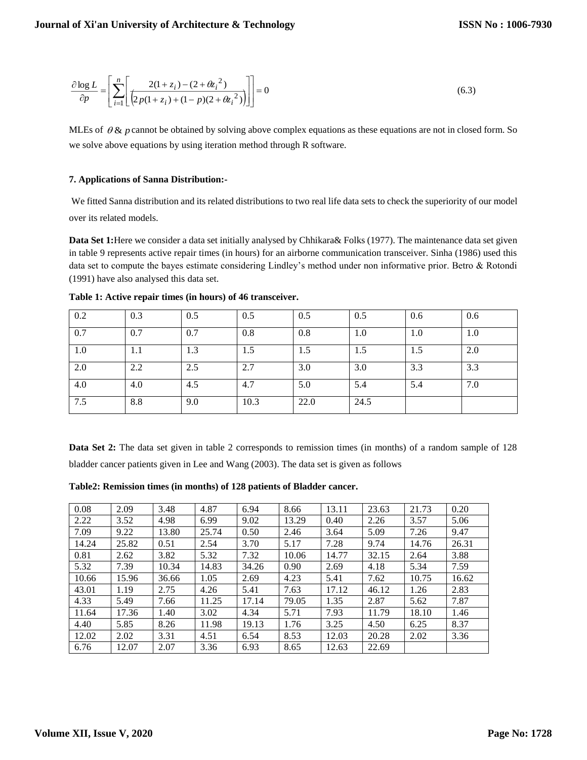$$\frac{\partial \log L}{\partial p}=\left[\sum_{i=1}^{n}\left[\frac{2(1+z_i)-(2+\theta z_i^{2})}{\left(2p(1+z_i)+(1-p)(2+\theta z_i^{2})\right)}\right]\right]=0 \tag{6.3}$$

MLEs of $\theta$ & $p$ cannot be obtained by solving above complex equations as these equations are not in closed form. So we solve above equations by using iteration method through R software.

**7. Applications of Sanna Distribution:-**

We fitted Sanna distribution and its related distributions to two real life data sets to check the superiority of our model over its related models.

**Data Set 1:**Here we consider a data set initially analysed by Chhikara& Folks (1977). The maintenance data set given in table 9 represents active repair times (in hours) for an airborne communication transceiver. Sinha (1986) used this data set to compute the bayes estimate considering Lindley's method under non informative prior. Betro & Rotondi (1991) have also analysed this data set.

**Table 1: Active repair times (in hours) of 46 transceiver.**

| | | | | | | | |
|---|---|---|---|---|---|---|---|
| 0.2 | 0.3 | 0.5 | 0.5 | 0.5 | 0.5 | 0.6 | 0.6 |
| 0.7 | 0.7 | 0.7 | 0.8 | 0.8 | 1.0 | 1.0 | 1.0 |
| 1.0 | 1.1 | 1.3 | 1.5 | 1.5 | 1.5 | 1.5 | 2.0 |
| 2.0 | 2.2 | 2.5 | 2.7 | 3.0 | 3.0 | 3.3 | 3.3 |
| 4.0 | 4.0 | 4.5 | 4.7 | 5.0 | 5.4 | 5.4 | 7.0 |
| 7.5 | 8.8 | 9.0 | 10.3 | 22.0 | 24.5 | | |

**Data Set 2:** The data set given in table 2 corresponds to remission times (in months) of a random sample of 128 bladder cancer patients given in Lee and Wang (2003). The data set is given as follows

**Table2: Remission times (in months) of 128 patients of Bladder cancer.**

| | | | | | | | | | |
|---|---|---|---|---|---|---|---|---|---|
| 0.08 | 2.09 | 3.48 | 4.87 | 6.94 | 8.66 | 13.11 | 23.63 | 21.73 | 0.20 |
| 2.22 | 3.52 | 4.98 | 6.99 | 9.02 | 13.29 | 0.40 | 2.26 | 3.57 | 5.06 |
| 7.09 | 9.22 | 13.80 | 25.74 | 0.50 | 2.46 | 3.64 | 5.09 | 7.26 | 9.47 |
| 14.24 | 25.82 | 0.51 | 2.54 | 3.70 | 5.17 | 7.28 | 9.74 | 14.76 | 26.31 |
| 0.81 | 2.62 | 3.82 | 5.32 | 7.32 | 10.06 | 14.77 | 32.15 | 2.64 | 3.88 |
| 5.32 | 7.39 | 10.34 | 14.83 | 34.26 | 0.90 | 2.69 | 4.18 | 5.34 | 7.59 |
| 10.66 | 15.96 | 36.66 | 1.05 | 2.69 | 4.23 | 5.41 | 7.62 | 10.75 | 16.62 |
| 43.01 | 1.19 | 2.75 | 4.26 | 5.41 | 7.63 | 17.12 | 46.12 | 1.26 | 2.83 |
| 4.33 | 5.49 | 7.66 | 11.25 | 17.14 | 79.05 | 1.35 | 2.87 | 5.62 | 7.87 |
| 11.64 | 17.36 | 1.40 | 3.02 | 4.34 | 5.71 | 7.93 | 11.79 | 18.10 | 1.46 |
| 4.40 | 5.85 | 8.26 | 11.98 | 19.13 | 1.76 | 3.25 | 4.50 | 6.25 | 8.37 |
| 12.02 | 2.02 | 3.31 | 4.51 | 6.54 | 8.53 | 12.03 | 20.28 | 2.02 | 3.36 |
| 6.76 | 12.07 | 2.07 | 3.36 | 6.93 | 8.65 | 12.63 | 22.69 | | |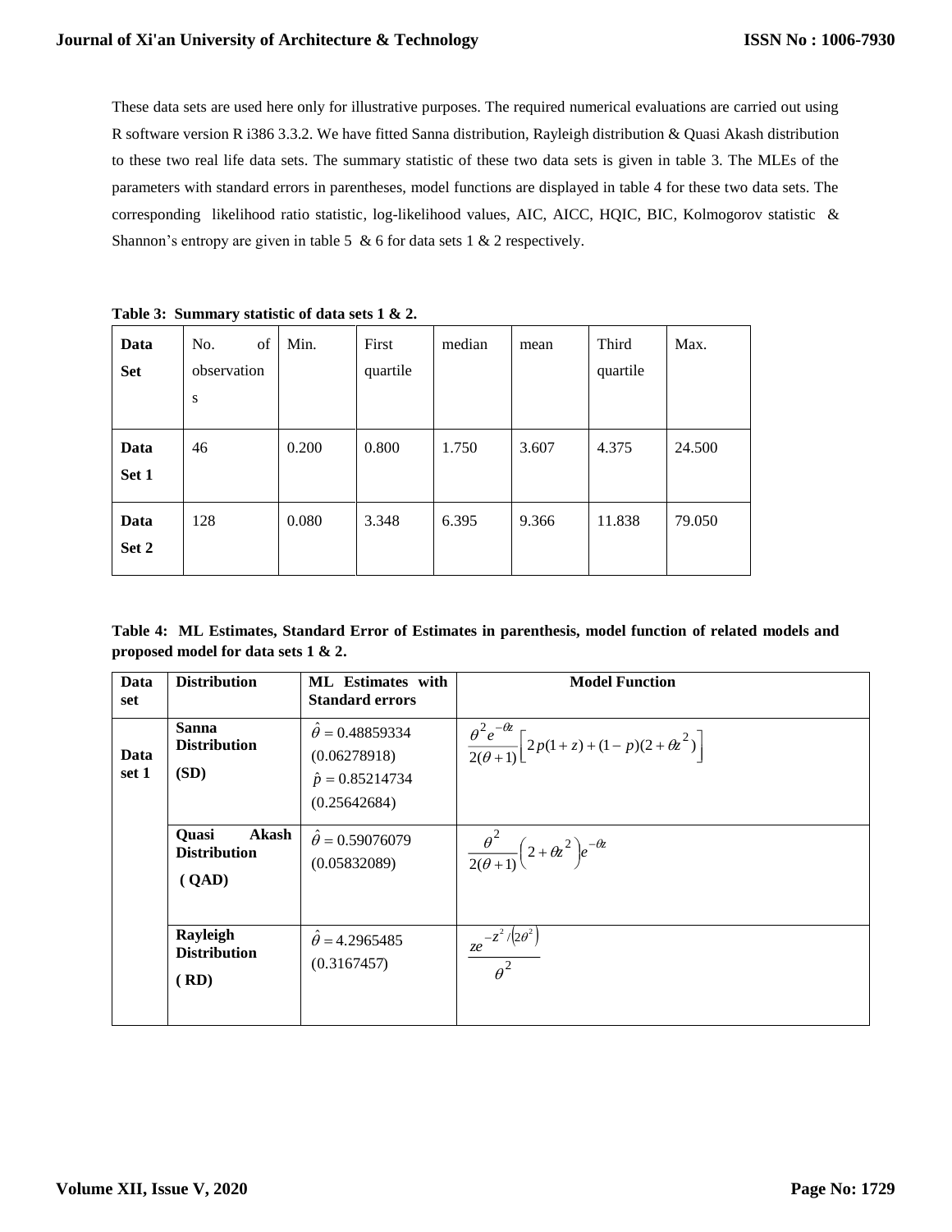These data sets are used here only for illustrative purposes. The required numerical evaluations are carried out using R software version R i386 3.3.2. We have fitted Sanna distribution, Rayleigh distribution & Quasi Akash distribution to these two real life data sets. The summary statistic of these two data sets is given in table 3. The MLEs of the parameters with standard errors in parentheses, model functions are displayed in table 4 for these two data sets. The corresponding likelihood ratio statistic, log-likelihood values, AIC, AICC, HQIC, BIC, Kolmogorov statistic & Shannon's entropy are given in table 5 & 6 for data sets 1 & 2 respectively.

**Table 3: Summary statistic of data sets 1 & 2.**

| Data Set | No. of observations | Min. | First quartile | median | mean | Third quartile | Max. |
|---|---|---|---|---|---|---|---|
| **Data Set 1** | 46 | 0.200 | 0.800 | 1.750 | 3.607 | 4.375 | 24.500 |
| **Data Set 2** | 128 | 0.080 | 3.348 | 6.395 | 9.366 | 11.838 | 79.050 |

**Table 4: ML Estimates, Standard Error of Estimates in parenthesis, model function of related models and proposed model for data sets 1 & 2.**

| Data set | Distribution | ML Estimates with Standard errors | Model Function |
|---|---|---|---|
| **Data set 1** | **Sanna Distribution (SD)** | $\hat{\theta} = 0.48859334$ (0.06278918) $\hat{p} = 0.85214734$ (0.25642684) | $\frac{\theta^2 e^{-\theta z}}{2(\theta+1)}\left[2p(1+z)+(1-p)(2+\theta z^2)\right]$ |
| | **Quasi Akash Distribution (QAD)** | $\hat{\theta} = 0.59076079$ (0.05832089) | $\frac{\theta^2}{2(\theta+1)}\left(2+\theta z^2\right)e^{-\theta z}$ |
| | **Rayleigh Distribution (RD)** | $\hat{\theta} = 4.2965485$ (0.3167457) | $\frac{z e^{-z^2/(2\theta^2)}}{\theta^2}$ |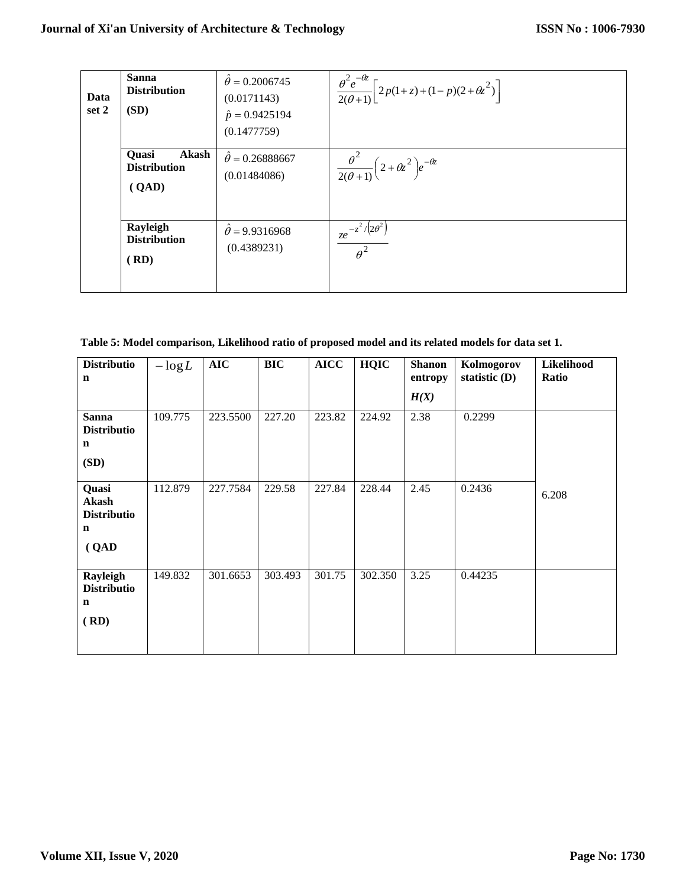| | | | |
|---|---|---|---|
| **Data set 2** | **Sanna Distribution (SD)** | $\hat{\theta} = 0.2006745$ (0.0171143) $\hat{p} = 0.9425194$ (0.1477759) | $\frac{\theta^2 e^{-\theta z}}{2(\theta+1)}\left[2p(1+z)+(1-p)(2+\theta z^2)\right]$ |
| | **Quasi Akash Distribution ( QAD)** | $\hat{\theta} = 0.26888667$ (0.01484086) | $\frac{\theta^2}{2(\theta+1)}\left(2+\theta z^2\right)e^{-\theta z}$ |
| | **Rayleigh Distribution ( RD)** | $\hat{\theta} = 9.9316968$ (0.4389231) | $\frac{z e^{-z^2/(2\theta^2)}}{\theta^2}$ |

**Table 5: Model comparison, Likelihood ratio of proposed model and its related models for data set 1.**

| **Distribution** | $-\log L$ | **AIC** | **BIC** | **AICC** | **HQIC** | **Shanon entropy** $H(X)$ | **Kolmogorov statistic (D)** | **Likelihood Ratio** |
|---|---|---|---|---|---|---|---|---|
| **Sanna Distribution (SD)** | 109.775 | 223.5500 | 227.20 | 223.82 | 224.92 | 2.38 | 0.2299 | |
| **Quasi Akash Distribution ( QAD** | 112.879 | 227.7584 | 229.58 | 227.84 | 228.44 | 2.45 | 0.2436 | 6.208 |
| **Rayleigh Distribution ( RD)** | 149.832 | 301.6653 | 303.493 | 301.75 | 302.350 | 3.25 | 0.44235 | |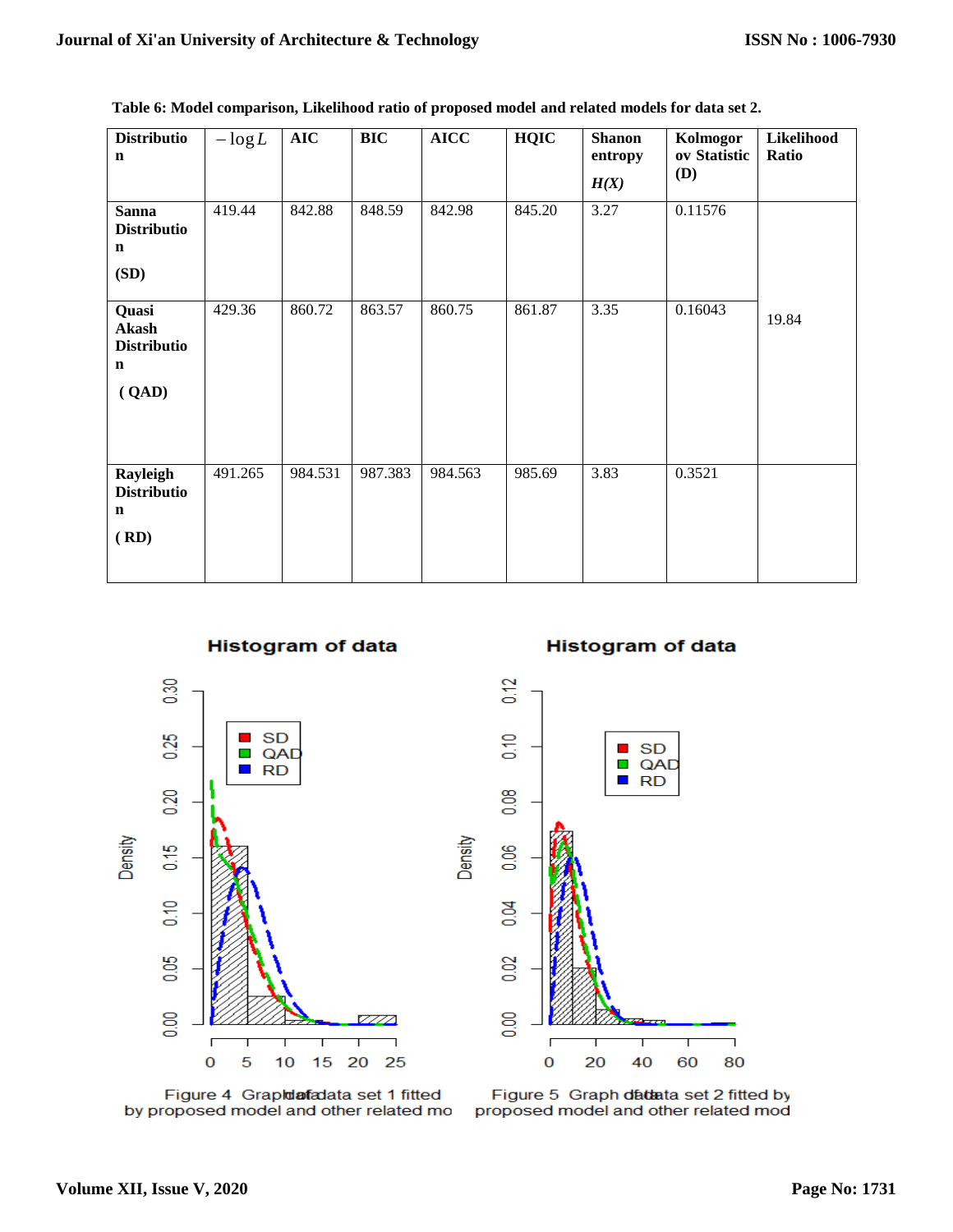**Table 6: Model comparison, Likelihood ratio of proposed model and related models for data set 2.**

| Distribution | $-\log L$ | AIC | BIC | AICC | HQIC | Shanon entropy $H(X)$ | Kolmogorov Statistic (D) | Likelihood Ratio |
|---|---|---|---|---|---|---|---|---|
| **Sanna Distribution (SD)** | 419.44 | 842.88 | 848.59 | 842.98 | 845.20 | 3.27 | 0.11576 | |
| **Quasi Akash Distribution ( QAD)** | 429.36 | 860.72 | 863.57 | 860.75 | 861.87 | 3.35 | 0.16043 | 19.84 |
| **Rayleigh Distribution ( RD)** | 491.265 | 984.531 | 987.383 | 984.563 | 985.69 | 3.83 | 0.3521 | |

Figure 4 Graph of data set 1 fitted by proposed model and other related mo

Figure 5 Graph of data set 2 fitted by proposed model and other related mod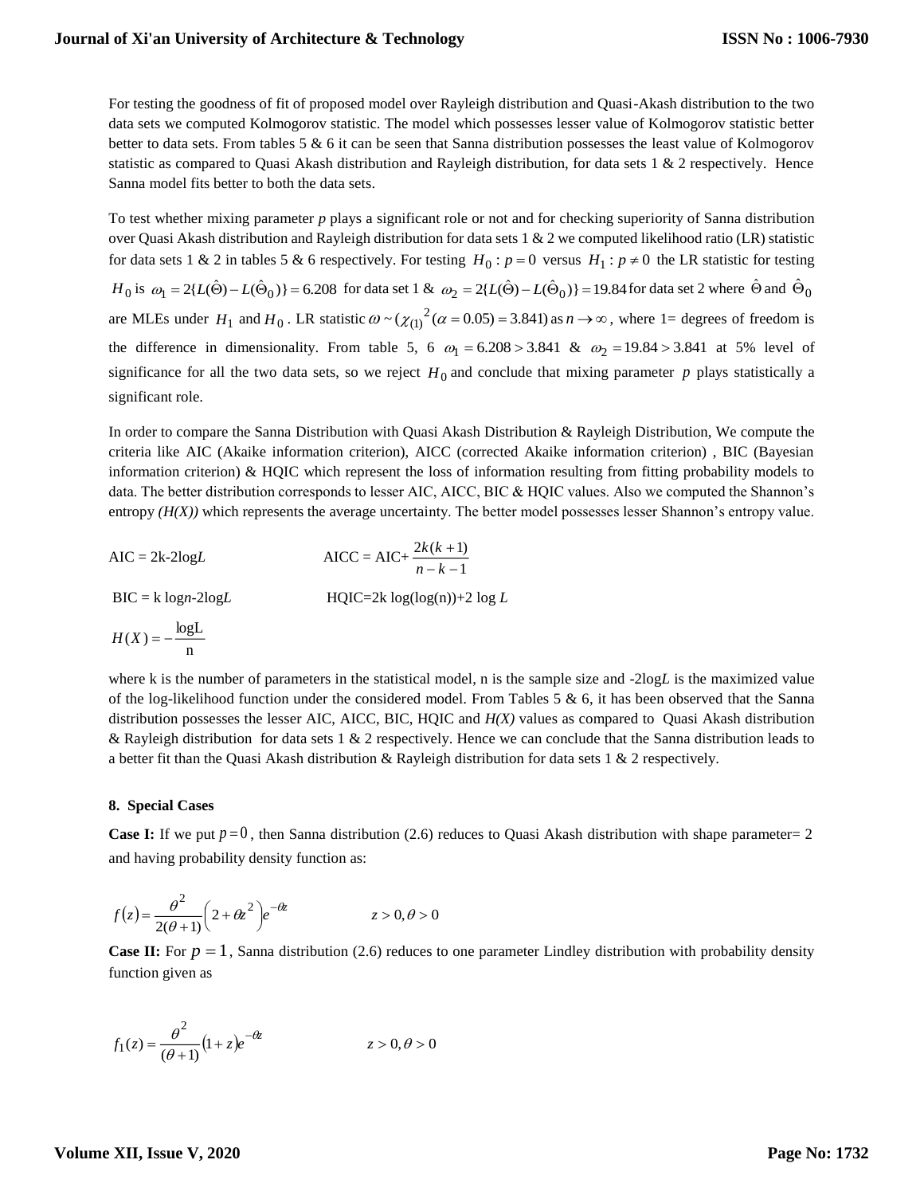For testing the goodness of fit of proposed model over Rayleigh distribution and Quasi-Akash distribution to the two data sets we computed Kolmogorov statistic. The model which possesses lesser value of Kolmogorov statistic better better to data sets. From tables 5 & 6 it can be seen that Sanna distribution possesses the least value of Kolmogorov statistic as compared to Quasi Akash distribution and Rayleigh distribution, for data sets 1 & 2 respectively. Hence Sanna model fits better to both the data sets.

To test whether mixing parameter *p* plays a significant role or not and for checking superiority of Sanna distribution over Quasi Akash distribution and Rayleigh distribution for data sets 1 & 2 we computed likelihood ratio (LR) statistic for data sets 1 & 2 in tables 5 & 6 respectively. For testing $H_0 : p = 0$ versus $H_1 : p \neq 0$ the LR statistic for testing $H_0$ is $\omega_1 = 2\{L(\hat{\Theta}) - L(\hat{\Theta}_0)\} = 6.208$ for data set 1 & $\omega_2 = 2\{L(\hat{\Theta}) - L(\hat{\Theta}_0)\} = 19.84$ for data set 2 where $\hat{\Theta}$ and $\hat{\Theta}_0$ are MLEs under $H_1$ and $H_0$. LR statistic $\omega \sim (\chi_{(1)}{}^2(\alpha = 0.05) = 3.841)$ as $n \to \infty$, where 1= degrees of freedom is the difference in dimensionality. From table 5, 6 $\omega_1 = 6.208 > 3.841$ & $\omega_2 = 19.84 > 3.841$ at 5% level of significance for all the two data sets, so we reject $H_0$ and conclude that mixing parameter $p$ plays statistically a significant role.

In order to compare the Sanna Distribution with Quasi Akash Distribution & Rayleigh Distribution, We compute the criteria like AIC (Akaike information criterion), AICC (corrected Akaike information criterion) , BIC (Bayesian information criterion) & HQIC which represent the loss of information resulting from fitting probability models to data. The better distribution corresponds to lesser AIC, AICC, BIC & HQIC values. Also we computed the Shannon's entropy *(H(X))* which represents the average uncertainty. The better model possesses lesser Shannon's entropy value.

$$\text{AIC} = 2k - 2\log L \qquad \text{AICC} = \text{AIC} + \frac{2k(k+1)}{n-k-1}$$

$$\text{BIC} = k\log n - 2\log L \qquad \text{HQIC} = 2k\log(\log(n)) + 2\log L$$

$$H(X) = -\frac{\log L}{n}$$

where k is the number of parameters in the statistical model, n is the sample size and -2log*L* is the maximized value of the log-likelihood function under the considered model. From Tables 5 & 6, it has been observed that the Sanna distribution possesses the lesser AIC, AICC, BIC, HQIC and *H(X)* values as compared to Quasi Akash distribution & Rayleigh distribution for data sets 1 & 2 respectively. Hence we can conclude that the Sanna distribution leads to a better fit than the Quasi Akash distribution & Rayleigh distribution for data sets 1 & 2 respectively.

#### 8. Special Cases

**Case I:** If we put $p = 0$, then Sanna distribution (2.6) reduces to Quasi Akash distribution with shape parameter= 2 and having probability density function as:

$$f(z) = \frac{\theta^2}{2(\theta+1)}\left(2 + \theta z^2\right)e^{-\theta z} \qquad z > 0, \theta > 0$$

**Case II:** For $p = 1$, Sanna distribution (2.6) reduces to one parameter Lindley distribution with probability density function given as

$$f_1(z) = \frac{\theta^2}{(\theta+1)}(1+z)e^{-\theta z} \qquad z > 0, \theta > 0$$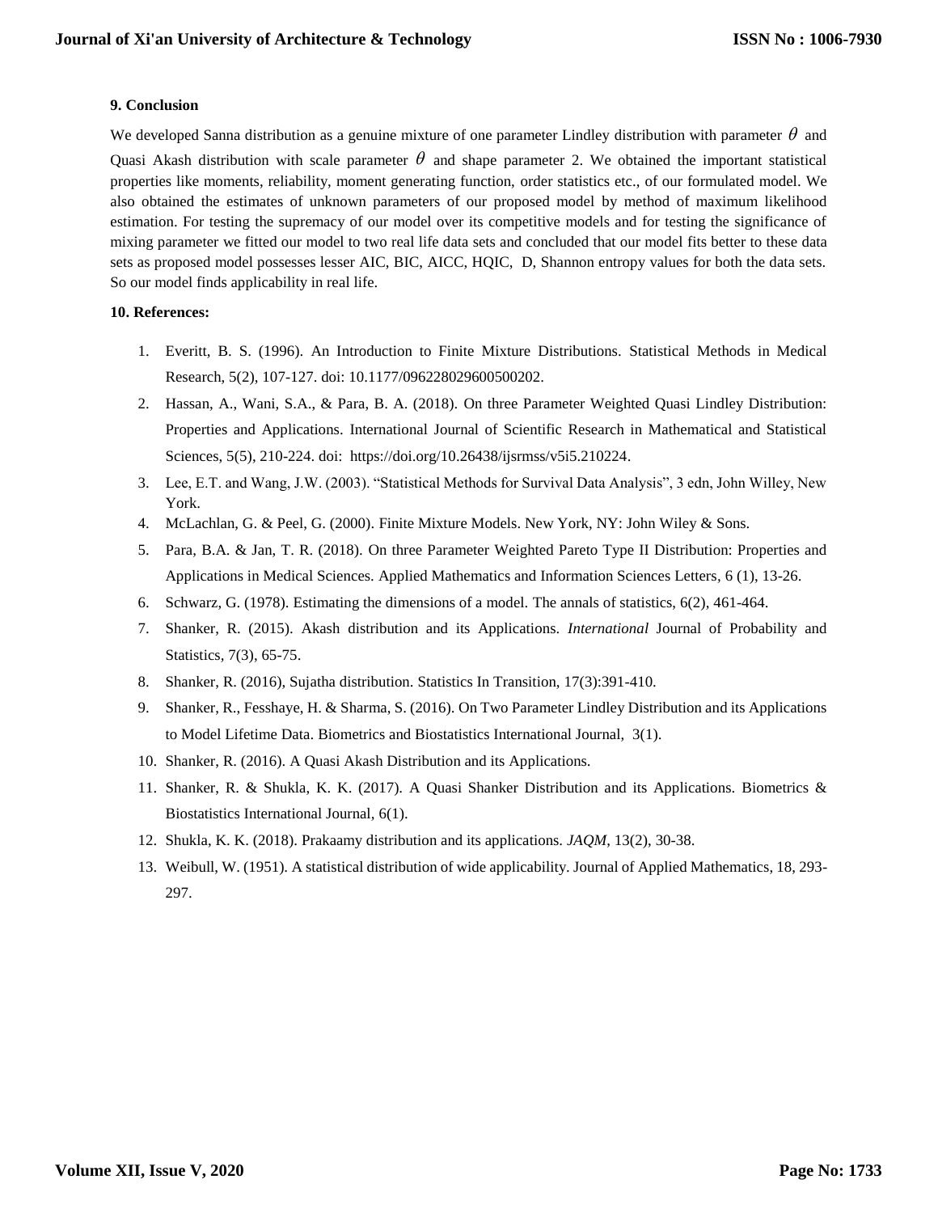## 9. Conclusion

We developed Sanna distribution as a genuine mixture of one parameter Lindley distribution with parameter $\theta$ and Quasi Akash distribution with scale parameter $\theta$ and shape parameter 2. We obtained the important statistical properties like moments, reliability, moment generating function, order statistics etc., of our formulated model. We also obtained the estimates of unknown parameters of our proposed model by method of maximum likelihood estimation. For testing the supremacy of our model over its competitive models and for testing the significance of mixing parameter we fitted our model to two real life data sets and concluded that our model fits better to these data sets as proposed model possesses lesser AIC, BIC, AICC, HQIC, D, Shannon entropy values for both the data sets. So our model finds applicability in real life.

## 10. References:

1. Everitt, B. S. (1996). An Introduction to Finite Mixture Distributions. Statistical Methods in Medical Research, 5(2), 107-127. doi: 10.1177/096228029600500202.
2. Hassan, A., Wani, S.A., & Para, B. A. (2018). On three Parameter Weighted Quasi Lindley Distribution: Properties and Applications. International Journal of Scientific Research in Mathematical and Statistical Sciences, 5(5), 210-224. doi: https://doi.org/10.26438/ijsrmss/v5i5.210224.
3. Lee, E.T. and Wang, J.W. (2003). "Statistical Methods for Survival Data Analysis", 3 edn, John Willey, New York.
4. McLachlan, G. & Peel, G. (2000). Finite Mixture Models. New York, NY: John Wiley & Sons.
5. Para, B.A. & Jan, T. R. (2018). On three Parameter Weighted Pareto Type II Distribution: Properties and Applications in Medical Sciences. Applied Mathematics and Information Sciences Letters, 6 (1), 13-26.
6. Schwarz, G. (1978). Estimating the dimensions of a model. The annals of statistics, 6(2), 461-464.
7. Shanker, R. (2015). Akash distribution and its Applications. *International* Journal of Probability and Statistics, 7(3), 65-75.
8. Shanker, R. (2016), Sujatha distribution. Statistics In Transition, 17(3):391-410.
9. Shanker, R., Fesshaye, H. & Sharma, S. (2016). On Two Parameter Lindley Distribution and its Applications to Model Lifetime Data. Biometrics and Biostatistics International Journal, 3(1).
10. Shanker, R. (2016). A Quasi Akash Distribution and its Applications.
11. Shanker, R. & Shukla, K. K. (2017). A Quasi Shanker Distribution and its Applications. Biometrics & Biostatistics International Journal, 6(1).
12. Shukla, K. K. (2018). Prakaamy distribution and its applications. *JAQM*, 13(2), 30-38.
13. Weibull, W. (1951). A statistical distribution of wide applicability. Journal of Applied Mathematics, 18, 293-297.